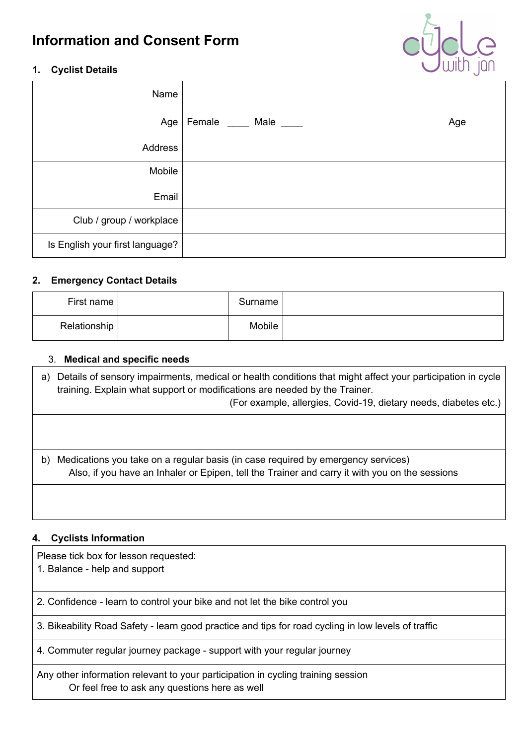# Information and Consent Form

## 1. Cyclist Details

| | |
|---|---|
| Name<br>Age<br>Address | <br>Female ____ Male ____ Age |
| Mobile<br>Email | |
| Club / group / workplace | |
| Is English your first language? | |

## 2. Emergency Contact Details

| First name | | Surname | |
|---|---|---|---|
| Relationship | | Mobile | |

## 3. Medical and specific needs

| |
|---|
| a) Details of sensory impairments, medical or health conditions that might affect your participation in cycle training. Explain what support or modifications are needed by the Trainer. (For example, allergies, Covid-19, dietary needs, diabetes etc.) |
| |
| b) Medications you take on a regular basis (in case required by emergency services) Also, if you have an Inhaler or Epipen, tell the Trainer and carry it with you on the sessions |
| |

## 4. Cyclists Information

| |
|---|
| Please tick box for lesson requested:<br>1. Balance - help and support |
| 2. Confidence - learn to control your bike and not let the bike control you |
| 3. Bikeability Road Safety - learn good practice and tips for road cycling in low levels of traffic |
| 4. Commuter regular journey package - support with your regular journey |
| Any other information relevant to your participation in cycling training session<br>Or feel free to ask any questions here as well |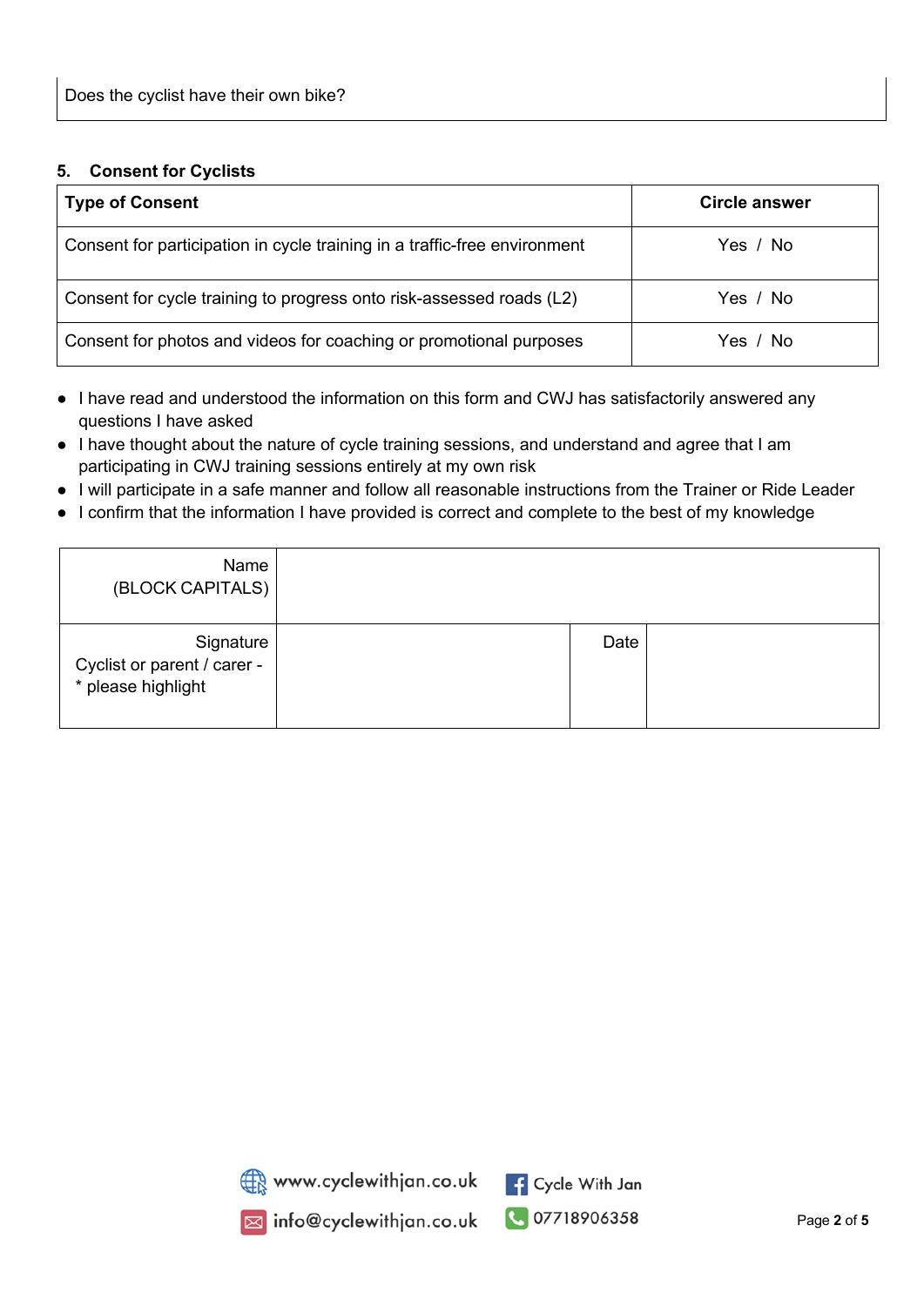| Does the cyclist have their own bike? |
|---|

## 5. Consent for Cyclists

| Type of Consent | Circle answer |
|---|---|
| Consent for participation in cycle training in a traffic-free environment | Yes / No |
| Consent for cycle training to progress onto risk-assessed roads (L2) | Yes / No |
| Consent for photos and videos for coaching or promotional purposes | Yes / No |

- I have read and understood the information on this form and CWJ has satisfactorily answered any questions I have asked
- I have thought about the nature of cycle training sessions, and understand and agree that I am participating in CWJ training sessions entirely at my own risk
- I will participate in a safe manner and follow all reasonable instructions from the Trainer or Ride Leader
- I confirm that the information I have provided is correct and complete to the best of my knowledge

| Name (BLOCK CAPITALS) | | | |
|---|---|---|---|
| Signature Cyclist or parent / carer - * please highlight | | Date | |

www.cyclewithjan.co.uk

Cycle With Jan

info@cyclewithjan.co.uk

07718906358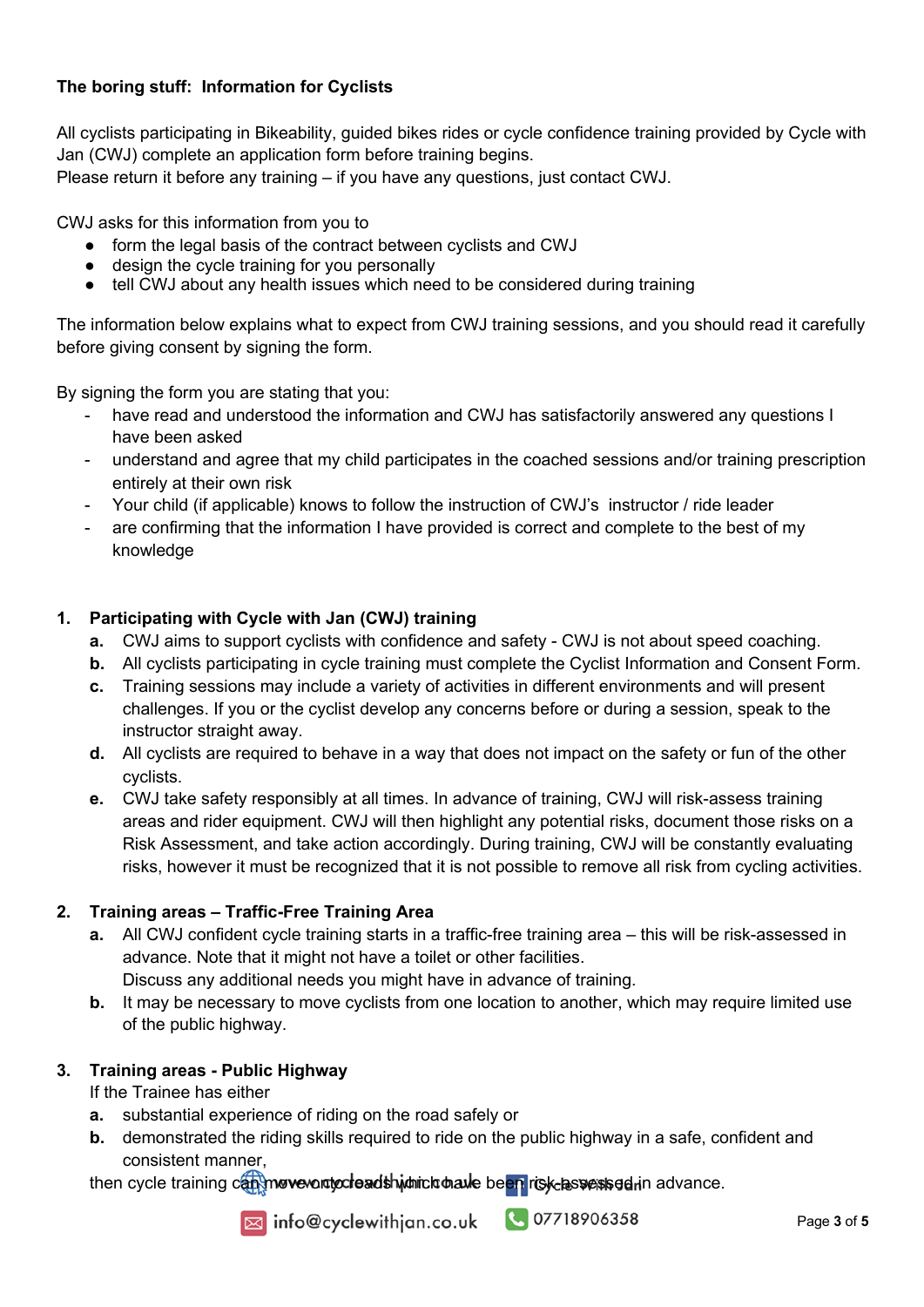**The boring stuff: Information for Cyclists**

All cyclists participating in Bikeability, guided bikes rides or cycle confidence training provided by Cycle with Jan (CWJ) complete an application form before training begins.
Please return it before any training – if you have any questions, just contact CWJ.

CWJ asks for this information from you to

- form the legal basis of the contract between cyclists and CWJ
- design the cycle training for you personally
- tell CWJ about any health issues which need to be considered during training

The information below explains what to expect from CWJ training sessions, and you should read it carefully before giving consent by signing the form.

By signing the form you are stating that you:

- have read and understood the information and CWJ has satisfactorily answered any questions I have been asked
- understand and agree that my child participates in the coached sessions and/or training prescription entirely at their own risk
- Your child (if applicable) knows to follow the instruction of CWJ's instructor / ride leader
- are confirming that the information I have provided is correct and complete to the best of my knowledge

1. **Participating with Cycle with Jan (CWJ) training**
   - **a.** CWJ aims to support cyclists with confidence and safety - CWJ is not about speed coaching.
   - **b.** All cyclists participating in cycle training must complete the Cyclist Information and Consent Form.
   - **c.** Training sessions may include a variety of activities in different environments and will present challenges. If you or the cyclist develop any concerns before or during a session, speak to the instructor straight away.
   - **d.** All cyclists are required to behave in a way that does not impact on the safety or fun of the other cyclists.
   - **e.** CWJ take safety responsibly at all times. In advance of training, CWJ will risk-assess training areas and rider equipment. CWJ will then highlight any potential risks, document those risks on a Risk Assessment, and take action accordingly. During training, CWJ will be constantly evaluating risks, however it must be recognized that it is not possible to remove all risk from cycling activities.

2. **Training areas – Traffic-Free Training Area**
   - **a.** All CWJ confident cycle training starts in a traffic-free training area – this will be risk-assessed in advance. Note that it might not have a toilet or other facilities.
     Discuss any additional needs you might have in advance of training.
   - **b.** It may be necessary to move cyclists from one location to another, which may require limited use of the public highway.

3. **Training areas - Public Highway**
   If the Trainee has either
   - **a.** substantial experience of riding on the road safely or
   - **b.** demonstrated the riding skills required to ride on the public highway in a safe, confident and consistent manner,

   then cycle training can move onto roads which have been risk-assessed in advance.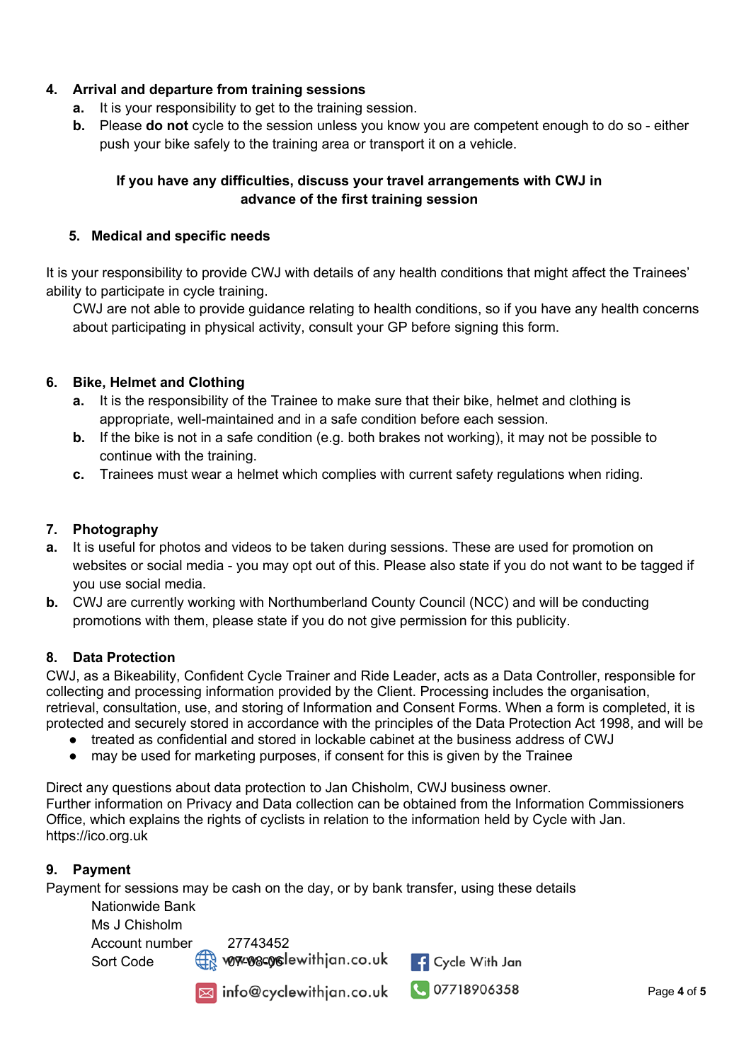4. **Arrival and departure from training sessions**
    - **a.** It is your responsibility to get to the training session.
    - **b.** Please **do not** cycle to the session unless you know you are competent enough to do so - either push your bike safely to the training area or transport it on a vehicle.

**If you have any difficulties, discuss your travel arrangements with CWJ in advance of the first training session**

5. **Medical and specific needs**

It is your responsibility to provide CWJ with details of any health conditions that might affect the Trainees' ability to participate in cycle training.

CWJ are not able to provide guidance relating to health conditions, so if you have any health concerns about participating in physical activity, consult your GP before signing this form.

6. **Bike, Helmet and Clothing**
    - **a.** It is the responsibility of the Trainee to make sure that their bike, helmet and clothing is appropriate, well-maintained and in a safe condition before each session.
    - **b.** If the bike is not in a safe condition (e.g. both brakes not working), it may not be possible to continue with the training.
    - **c.** Trainees must wear a helmet which complies with current safety regulations when riding.

7. **Photography**
    - **a.** It is useful for photos and videos to be taken during sessions. These are used for promotion on websites or social media - you may opt out of this. Please also state if you do not want to be tagged if you use social media.
    - **b.** CWJ are currently working with Northumberland County Council (NCC) and will be conducting promotions with them, please state if you do not give permission for this publicity.

8. **Data Protection**

CWJ, as a Bikeability, Confident Cycle Trainer and Ride Leader, acts as a Data Controller, responsible for collecting and processing information provided by the Client. Processing includes the organisation, retrieval, consultation, use, and storing of Information and Consent Forms. When a form is completed, it is protected and securely stored in accordance with the principles of the Data Protection Act 1998, and will be

- treated as confidential and stored in lockable cabinet at the business address of CWJ
- may be used for marketing purposes, if consent for this is given by the Trainee

Direct any questions about data protection to Jan Chisholm, CWJ business owner.
Further information on Privacy and Data collection can be obtained from the Information Commissioners Office, which explains the rights of cyclists in relation to the information held by Cycle with Jan.
https://ico.org.uk

9. **Payment**

Payment for sessions may be cash on the day, or by bank transfer, using these details

Nationwide Bank
Ms J Chisholm
Account number 27743452
Sort Code 07-08-06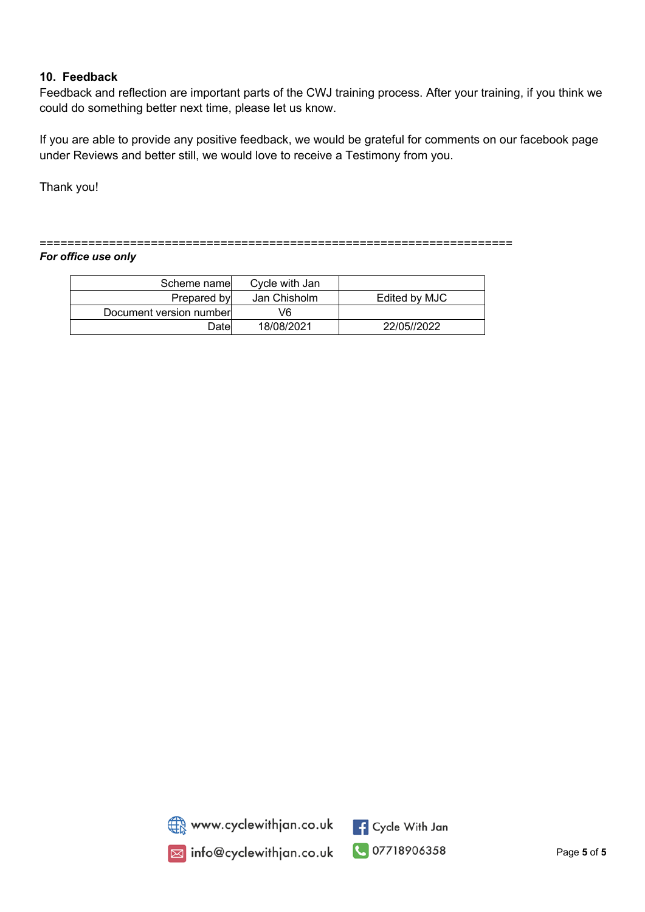### 10. Feedback

Feedback and reflection are important parts of the CWJ training process. After your training, if you think we could do something better next time, please let us know.

If you are able to provide any positive feedback, we would be grateful for comments on our facebook page under Reviews and better still, we would love to receive a Testimony from you.

Thank you!

=================================================================

***For office use only***

| | | |
|---|---|---|
| Scheme name | Cycle with Jan | |
| Prepared by | Jan Chisholm | Edited by MJC |
| Document version number | V6 | |
| Date | 18/08/2021 | 22/05//2022 |

www.cyclewithjan.co.uk

Cycle With Jan

info@cyclewithjan.co.uk

07718906358